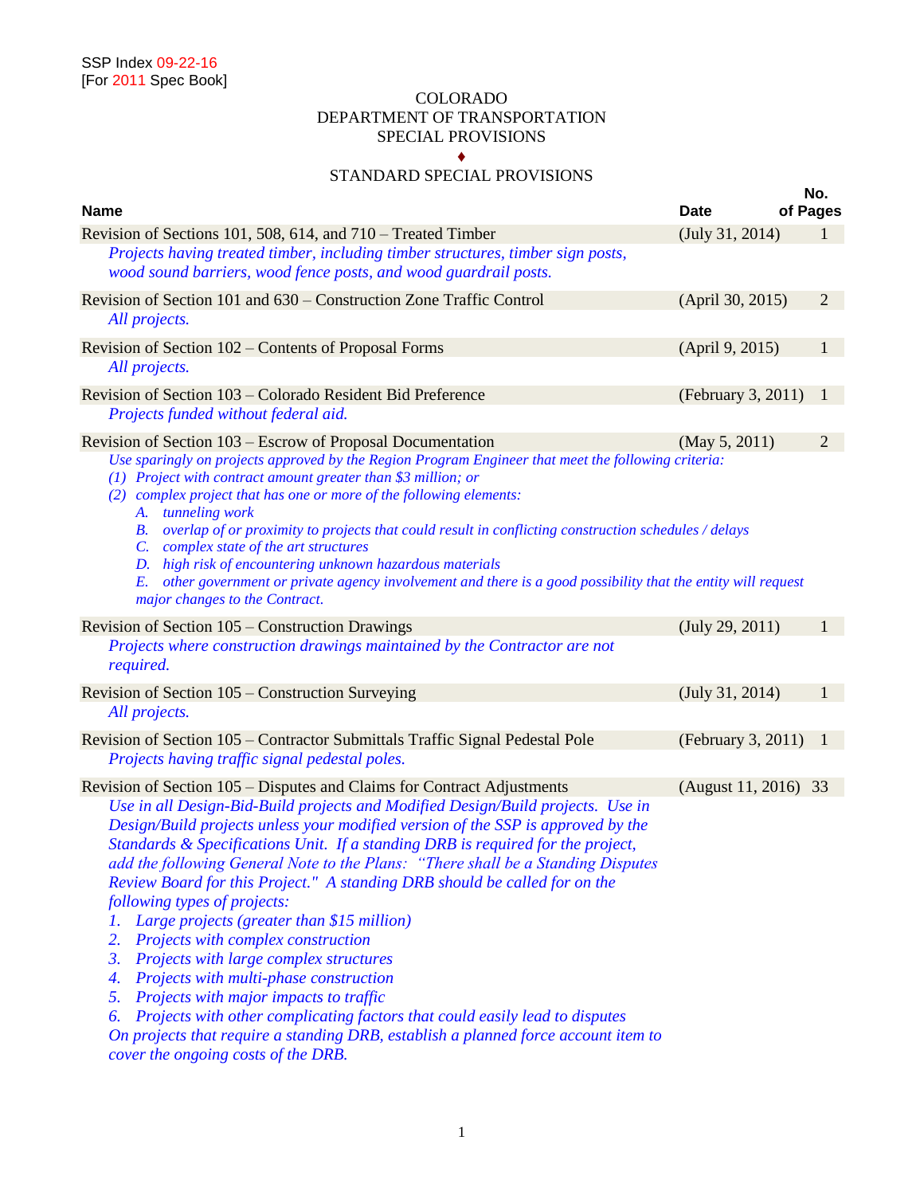SSP Index 09-22-16
[For 2011 Spec Book]

# COLORADO DEPARTMENT OF TRANSPORTATION SPECIAL PROVISIONS

♦

## STANDARD SPECIAL PROVISIONS

| Name | Date | No. of Pages |
|---|---|---|
| Revision of Sections 101, 508, 614, and 710 – Treated Timber | (July 31, 2014) | 1 |
| *Projects having treated timber, including timber structures, timber sign posts, wood sound barriers, wood fence posts, and wood guardrail posts.* | | |
| Revision of Section 101 and 630 – Construction Zone Traffic Control | (April 30, 2015) | 2 |
| *All projects.* | | |
| Revision of Section 102 – Contents of Proposal Forms | (April 9, 2015) | 1 |
| *All projects.* | | |
| Revision of Section 103 – Colorado Resident Bid Preference | (February 3, 2011) | 1 |
| *Projects funded without federal aid.* | | |
| Revision of Section 103 – Escrow of Proposal Documentation | (May 5, 2011) | 2 |
| *Use sparingly on projects approved by the Region Program Engineer that meet the following criteria: (1) Project with contract amount greater than $3 million; or (2) complex project that has one or more of the following elements: A. tunneling work B. overlap of or proximity to projects that could result in conflicting construction schedules / delays C. complex state of the art structures D. high risk of encountering unknown hazardous materials E. other government or private agency involvement and there is a good possibility that the entity will request major changes to the Contract.* | | |
| Revision of Section 105 – Construction Drawings | (July 29, 2011) | 1 |
| *Projects where construction drawings maintained by the Contractor are not required.* | | |
| Revision of Section 105 – Construction Surveying | (July 31, 2014) | 1 |
| *All projects.* | | |
| Revision of Section 105 – Contractor Submittals Traffic Signal Pedestal Pole | (February 3, 2011) | 1 |
| *Projects having traffic signal pedestal poles.* | | |
| Revision of Section 105 – Disputes and Claims for Contract Adjustments | (August 11, 2016) | 33 |
| *Use in all Design-Bid-Build projects and Modified Design/Build projects. Use in Design/Build projects unless your modified version of the SSP is approved by the Standards & Specifications Unit. If a standing DRB is required for the project, add the following General Note to the Plans: "There shall be a Standing Disputes Review Board for this Project." A standing DRB should be called for on the following types of projects: 1. Large projects (greater than $15 million) 2. Projects with complex construction 3. Projects with large complex structures 4. Projects with multi-phase construction 5. Projects with major impacts to traffic 6. Projects with other complicating factors that could easily lead to disputes. On projects that require a standing DRB, establish a planned force account item to cover the ongoing costs of the DRB.* | | |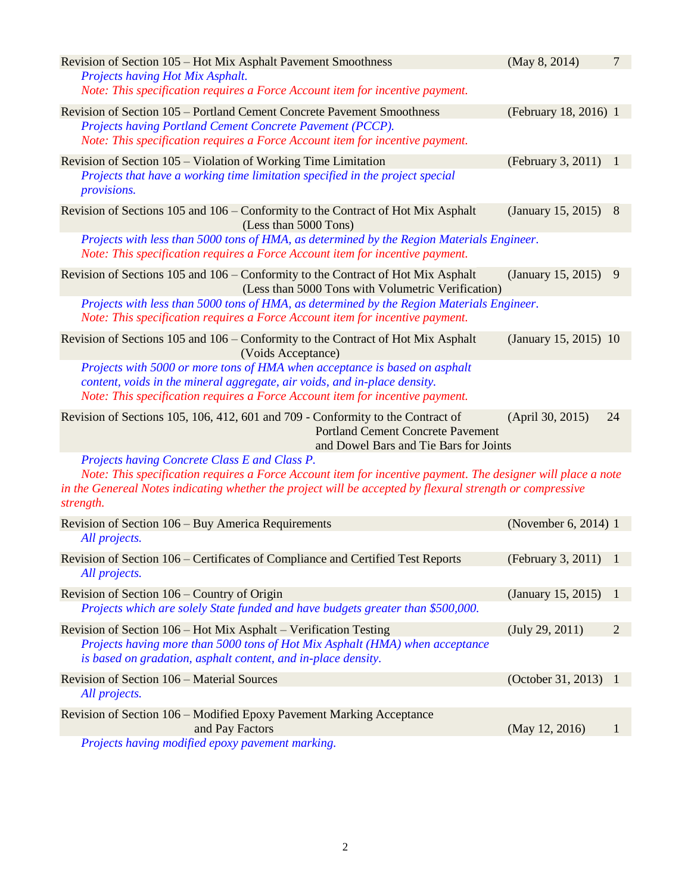Revision of Section 105 – Hot Mix Asphalt Pavement Smoothness (May 8, 2014) 7

*Projects having Hot Mix Asphalt.*
*Note: This specification requires a Force Account item for incentive payment.*

Revision of Section 105 – Portland Cement Concrete Pavement Smoothness (February 18, 2016) 1

*Projects having Portland Cement Concrete Pavement (PCCP).*
*Note: This specification requires a Force Account item for incentive payment.*

Revision of Section 105 – Violation of Working Time Limitation (February 3, 2011) 1

*Projects that have a working time limitation specified in the project special provisions.*

Revision of Sections 105 and 106 – Conformity to the Contract of Hot Mix Asphalt (Less than 5000 Tons) (January 15, 2015) 8

*Projects with less than 5000 tons of HMA, as determined by the Region Materials Engineer.*
*Note: This specification requires a Force Account item for incentive payment.*

Revision of Sections 105 and 106 – Conformity to the Contract of Hot Mix Asphalt (Less than 5000 Tons with Volumetric Verification) (January 15, 2015) 9

*Projects with less than 5000 tons of HMA, as determined by the Region Materials Engineer.*
*Note: This specification requires a Force Account item for incentive payment.*

Revision of Sections 105 and 106 – Conformity to the Contract of Hot Mix Asphalt (Voids Acceptance) (January 15, 2015) 10

*Projects with 5000 or more tons of HMA when acceptance is based on asphalt content, voids in the mineral aggregate, air voids, and in-place density.*
*Note: This specification requires a Force Account item for incentive payment.*

Revision of Sections 105, 106, 412, 601 and 709 - Conformity to the Contract of Portland Cement Concrete Pavement and Dowel Bars and Tie Bars for Joints (April 30, 2015) 24

*Projects having Concrete Class E and Class P.*
*Note: This specification requires a Force Account item for incentive payment. The designer will place a note in the Genereal Notes indicating whether the project will be accepted by flexural strength or compressive strength.*

Revision of Section 106 – Buy America Requirements (November 6, 2014) 1

*All projects.*

Revision of Section 106 – Certificates of Compliance and Certified Test Reports (February 3, 2011) 1

*All projects.*

Revision of Section 106 – Country of Origin (January 15, 2015) 1

*Projects which are solely State funded and have budgets greater than $500,000.*

Revision of Section 106 – Hot Mix Asphalt – Verification Testing (July 29, 2011) 2

*Projects having more than 5000 tons of Hot Mix Asphalt (HMA) when acceptance is based on gradation, asphalt content, and in-place density.*

Revision of Section 106 – Material Sources (October 31, 2013) 1

*All projects.*

Revision of Section 106 – Modified Epoxy Pavement Marking Acceptance and Pay Factors (May 12, 2016) 1

*Projects having modified epoxy pavement marking.*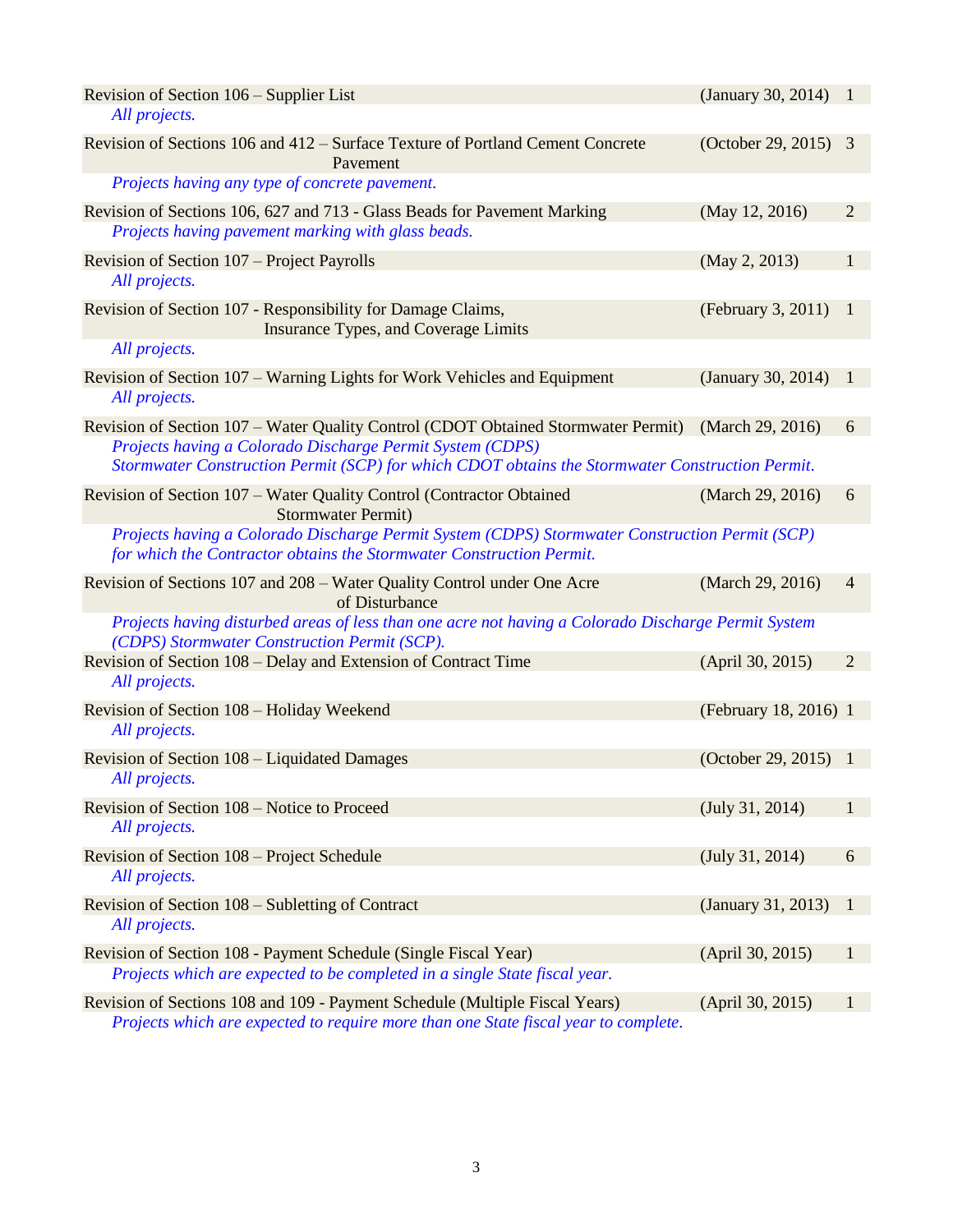| Title | Date | Pages |
|---|---|---|
| Revision of Section 106 – Supplier List<br>*All projects.* | (January 30, 2014) | 1 |
| Revision of Sections 106 and 412 – Surface Texture of Portland Cement Concrete Pavement<br>*Projects having any type of concrete pavement.* | (October 29, 2015) | 3 |
| Revision of Sections 106, 627 and 713 - Glass Beads for Pavement Marking<br>*Projects having pavement marking with glass beads.* | (May 12, 2016) | 2 |
| Revision of Section 107 – Project Payrolls<br>*All projects.* | (May 2, 2013) | 1 |
| Revision of Section 107 - Responsibility for Damage Claims, Insurance Types, and Coverage Limits<br>*All projects.* | (February 3, 2011) | 1 |
| Revision of Section 107 – Warning Lights for Work Vehicles and Equipment<br>*All projects.* | (January 30, 2014) | 1 |
| Revision of Section 107 – Water Quality Control (CDOT Obtained Stormwater Permit)<br>*Projects having a Colorado Discharge Permit System (CDPS) Stormwater Construction Permit (SCP) for which CDOT obtains the Stormwater Construction Permit.* | (March 29, 2016) | 6 |
| Revision of Section 107 – Water Quality Control (Contractor Obtained Stormwater Permit)<br>*Projects having a Colorado Discharge Permit System (CDPS) Stormwater Construction Permit (SCP) for which the Contractor obtains the Stormwater Construction Permit.* | (March 29, 2016) | 6 |
| Revision of Sections 107 and 208 – Water Quality Control under One Acre of Disturbance<br>*Projects having disturbed areas of less than one acre not having a Colorado Discharge Permit System (CDPS) Stormwater Construction Permit (SCP).* | (March 29, 2016) | 4 |
| Revision of Section 108 – Delay and Extension of Contract Time<br>*All projects.* | (April 30, 2015) | 2 |
| Revision of Section 108 – Holiday Weekend<br>*All projects.* | (February 18, 2016) | 1 |
| Revision of Section 108 – Liquidated Damages<br>*All projects.* | (October 29, 2015) | 1 |
| Revision of Section 108 – Notice to Proceed<br>*All projects.* | (July 31, 2014) | 1 |
| Revision of Section 108 – Project Schedule<br>*All projects.* | (July 31, 2014) | 6 |
| Revision of Section 108 – Subletting of Contract<br>*All projects.* | (January 31, 2013) | 1 |
| Revision of Section 108 - Payment Schedule (Single Fiscal Year)<br>*Projects which are expected to be completed in a single State fiscal year.* | (April 30, 2015) | 1 |
| Revision of Sections 108 and 109 - Payment Schedule (Multiple Fiscal Years)<br>*Projects which are expected to require more than one State fiscal year to complete.* | (April 30, 2015) | 1 |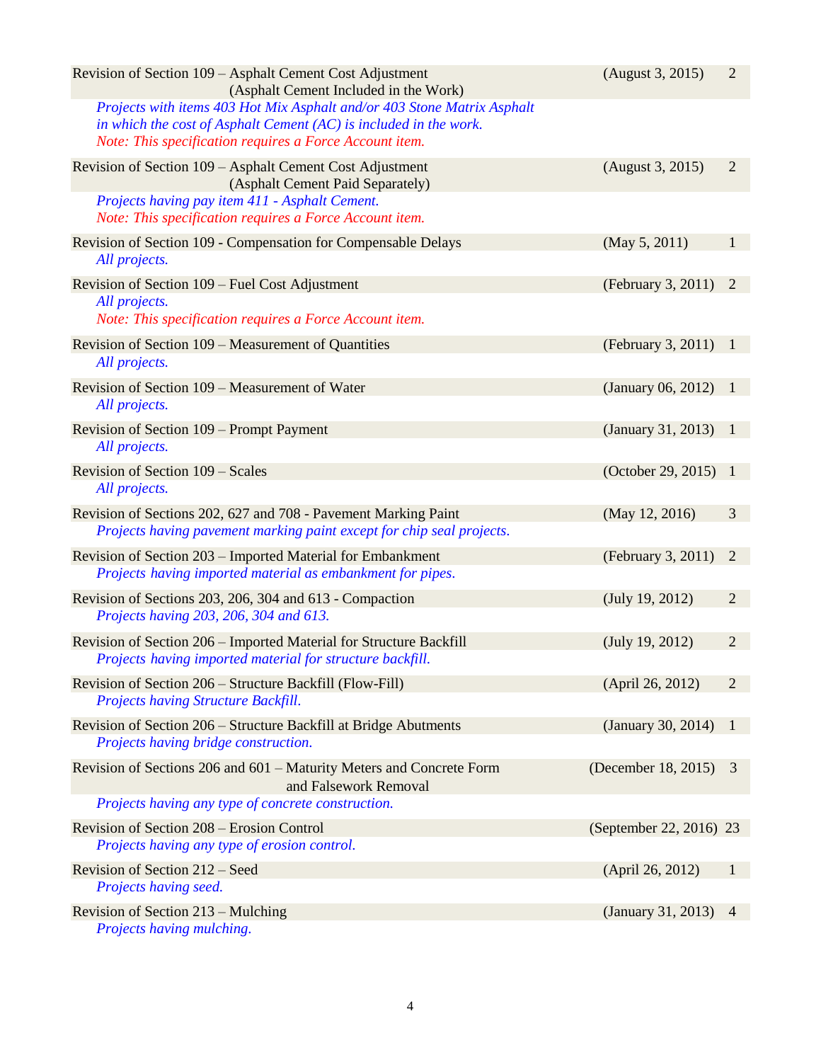Revision of Section 109 – Asphalt Cement Cost Adjustment (Asphalt Cement Included in the Work) (August 3, 2015) 2

*Projects with items 403 Hot Mix Asphalt and/or 403 Stone Matrix Asphalt in which the cost of Asphalt Cement (AC) is included in the work.*
*Note: This specification requires a Force Account item.*

Revision of Section 109 – Asphalt Cement Cost Adjustment (Asphalt Cement Paid Separately) (August 3, 2015) 2

*Projects having pay item 411 - Asphalt Cement.*
*Note: This specification requires a Force Account item.*

Revision of Section 109 - Compensation for Compensable Delays (May 5, 2011) 1

*All projects.*

Revision of Section 109 – Fuel Cost Adjustment (February 3, 2011) 2

*All projects.*
*Note: This specification requires a Force Account item.*

Revision of Section 109 – Measurement of Quantities (February 3, 2011) 1

*All projects.*

Revision of Section 109 – Measurement of Water (January 06, 2012) 1

*All projects.*

Revision of Section 109 – Prompt Payment (January 31, 2013) 1

*All projects.*

Revision of Section 109 – Scales (October 29, 2015) 1

*All projects.*

Revision of Sections 202, 627 and 708 - Pavement Marking Paint (May 12, 2016) 3

*Projects having pavement marking paint except for chip seal projects.*

Revision of Section 203 – Imported Material for Embankment (February 3, 2011) 2

*Projects having imported material as embankment for pipes.*

Revision of Sections 203, 206, 304 and 613 - Compaction (July 19, 2012) 2

*Projects having 203, 206, 304 and 613.*

Revision of Section 206 – Imported Material for Structure Backfill (July 19, 2012) 2

*Projects having imported material for structure backfill.*

Revision of Section 206 – Structure Backfill (Flow-Fill) (April 26, 2012) 2

*Projects having Structure Backfill.*

Revision of Section 206 – Structure Backfill at Bridge Abutments (January 30, 2014) 1

*Projects having bridge construction.*

Revision of Sections 206 and 601 – Maturity Meters and Concrete Form and Falsework Removal (December 18, 2015) 3

*Projects having any type of concrete construction.*

Revision of Section 208 – Erosion Control (September 22, 2016) 23

*Projects having any type of erosion control.*

Revision of Section 212 – Seed (April 26, 2012) 1

*Projects having seed.*

Revision of Section 213 – Mulching (January 31, 2013) 4

*Projects having mulching.*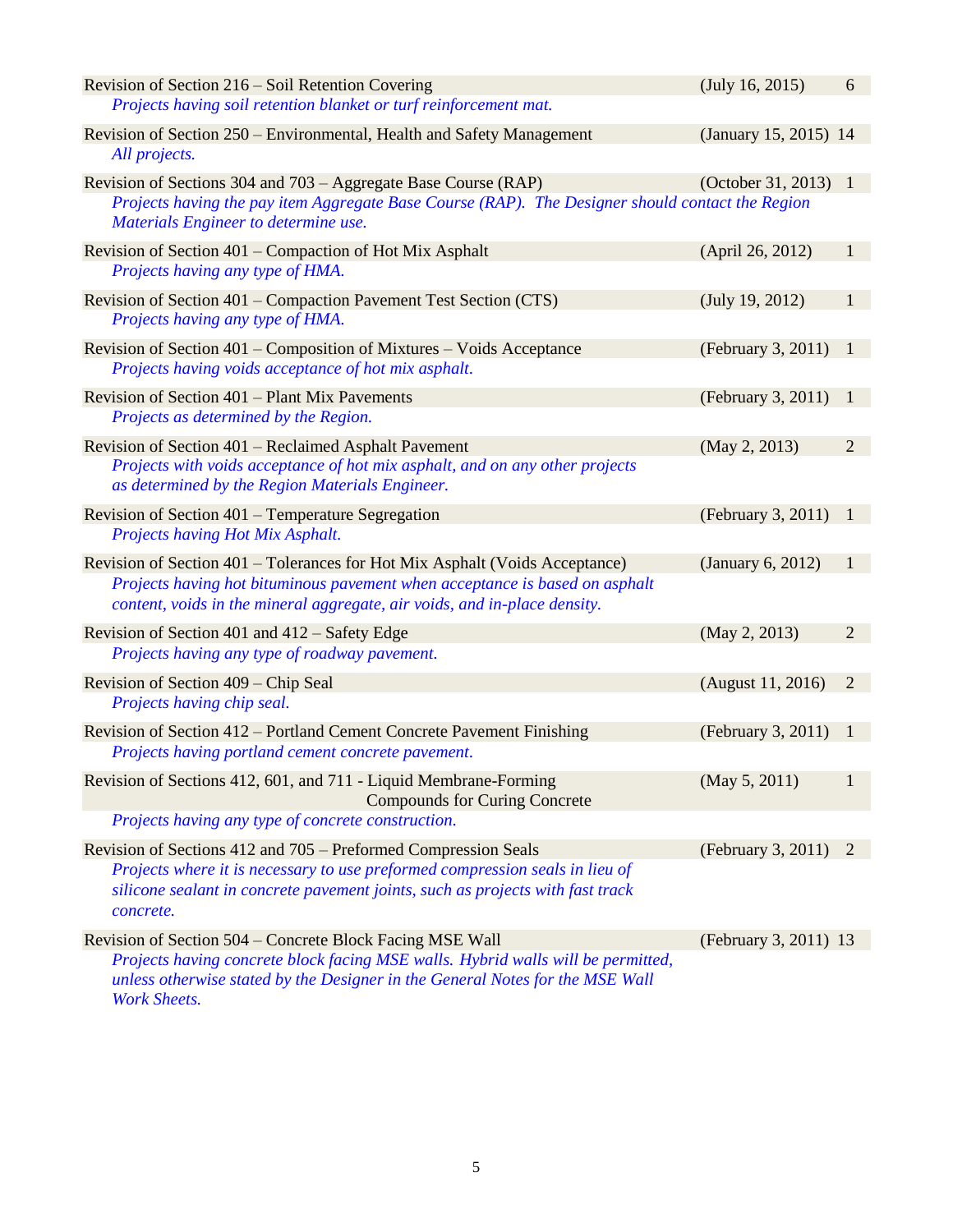| Revision | Date | Pages |
|---|---|---|
| Revision of Section 216 – Soil Retention Covering<br>*Projects having soil retention blanket or turf reinforcement mat.* | (July 16, 2015) | 6 |
| Revision of Section 250 – Environmental, Health and Safety Management<br>*All projects.* | (January 15, 2015) | 14 |
| Revision of Sections 304 and 703 – Aggregate Base Course (RAP)<br>*Projects having the pay item Aggregate Base Course (RAP). The Designer should contact the Region Materials Engineer to determine use.* | (October 31, 2013) | 1 |
| Revision of Section 401 – Compaction of Hot Mix Asphalt<br>*Projects having any type of HMA.* | (April 26, 2012) | 1 |
| Revision of Section 401 – Compaction Pavement Test Section (CTS)<br>*Projects having any type of HMA.* | (July 19, 2012) | 1 |
| Revision of Section 401 – Composition of Mixtures – Voids Acceptance<br>*Projects having voids acceptance of hot mix asphalt.* | (February 3, 2011) | 1 |
| Revision of Section 401 – Plant Mix Pavements<br>*Projects as determined by the Region.* | (February 3, 2011) | 1 |
| Revision of Section 401 – Reclaimed Asphalt Pavement<br>*Projects with voids acceptance of hot mix asphalt, and on any other projects as determined by the Region Materials Engineer.* | (May 2, 2013) | 2 |
| Revision of Section 401 – Temperature Segregation<br>*Projects having Hot Mix Asphalt.* | (February 3, 2011) | 1 |
| Revision of Section 401 – Tolerances for Hot Mix Asphalt (Voids Acceptance)<br>*Projects having hot bituminous pavement when acceptance is based on asphalt content, voids in the mineral aggregate, air voids, and in-place density.* | (January 6, 2012) | 1 |
| Revision of Section 401 and 412 – Safety Edge<br>*Projects having any type of roadway pavement.* | (May 2, 2013) | 2 |
| Revision of Section 409 – Chip Seal<br>*Projects having chip seal.* | (August 11, 2016) | 2 |
| Revision of Section 412 – Portland Cement Concrete Pavement Finishing<br>*Projects having portland cement concrete pavement.* | (February 3, 2011) | 1 |
| Revision of Sections 412, 601, and 711 - Liquid Membrane-Forming Compounds for Curing Concrete<br>*Projects having any type of concrete construction.* | (May 5, 2011) | 1 |
| Revision of Sections 412 and 705 – Preformed Compression Seals<br>*Projects where it is necessary to use preformed compression seals in lieu of silicone sealant in concrete pavement joints, such as projects with fast track concrete.* | (February 3, 2011) | 2 |
| Revision of Section 504 – Concrete Block Facing MSE Wall<br>*Projects having concrete block facing MSE walls. Hybrid walls will be permitted, unless otherwise stated by the Designer in the General Notes for the MSE Wall Work Sheets.* | (February 3, 2011) | 13 |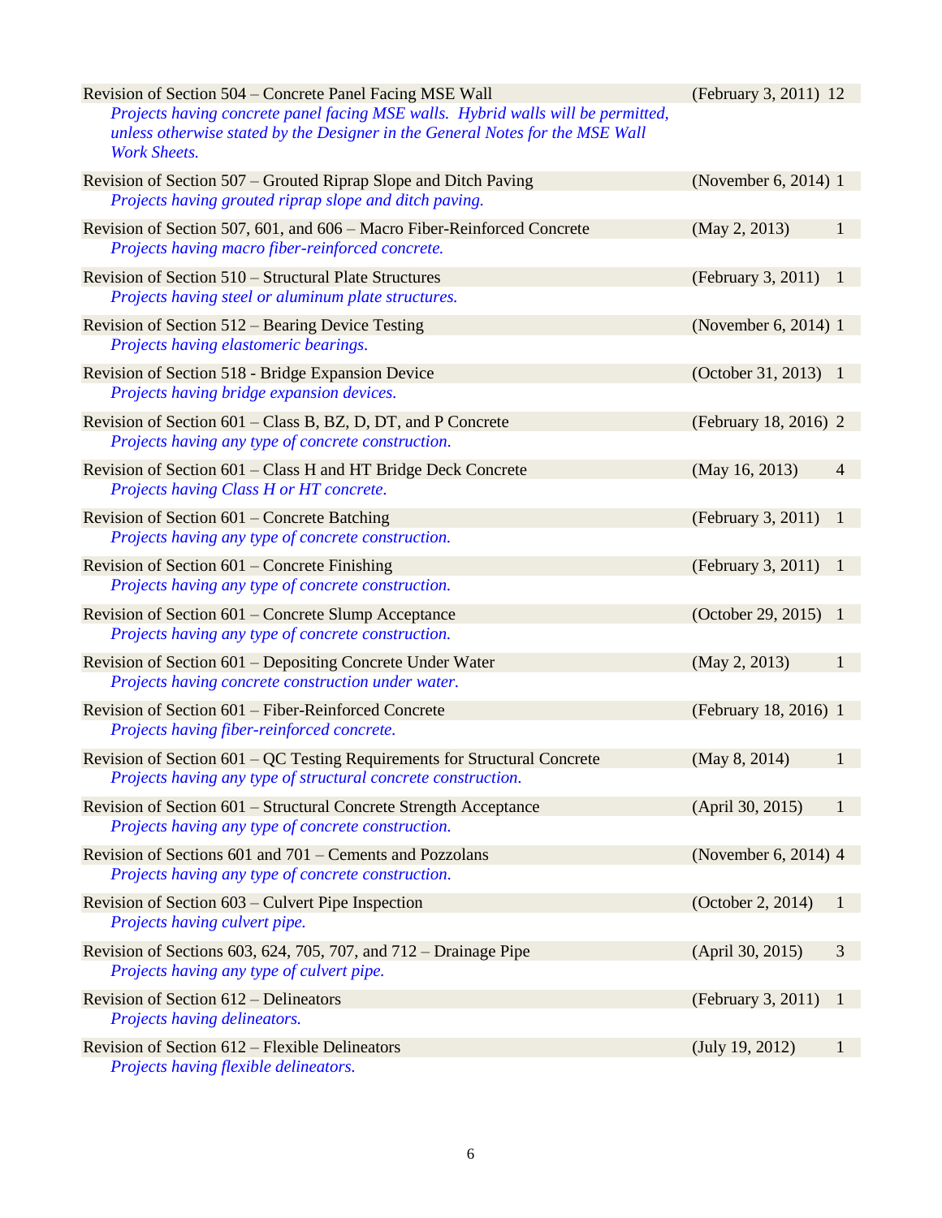Revision of Section 504 – Concrete Panel Facing MSE Wall (February 3, 2011) 12
*Projects having concrete panel facing MSE walls. Hybrid walls will be permitted, unless otherwise stated by the Designer in the General Notes for the MSE Wall Work Sheets.*

Revision of Section 507 – Grouted Riprap Slope and Ditch Paving (November 6, 2014) 1
*Projects having grouted riprap slope and ditch paving.*

Revision of Section 507, 601, and 606 – Macro Fiber-Reinforced Concrete (May 2, 2013) 1
*Projects having macro fiber-reinforced concrete.*

Revision of Section 510 – Structural Plate Structures (February 3, 2011) 1
*Projects having steel or aluminum plate structures.*

Revision of Section 512 – Bearing Device Testing (November 6, 2014) 1
*Projects having elastomeric bearings.*

Revision of Section 518 - Bridge Expansion Device (October 31, 2013) 1
*Projects having bridge expansion devices.*

Revision of Section 601 – Class B, BZ, D, DT, and P Concrete (February 18, 2016) 2
*Projects having any type of concrete construction.*

Revision of Section 601 – Class H and HT Bridge Deck Concrete (May 16, 2013) 4
*Projects having Class H or HT concrete.*

Revision of Section 601 – Concrete Batching (February 3, 2011) 1
*Projects having any type of concrete construction.*

Revision of Section 601 – Concrete Finishing (February 3, 2011) 1
*Projects having any type of concrete construction.*

Revision of Section 601 – Concrete Slump Acceptance (October 29, 2015) 1
*Projects having any type of concrete construction.*

Revision of Section 601 – Depositing Concrete Under Water (May 2, 2013) 1
*Projects having concrete construction under water.*

Revision of Section 601 – Fiber-Reinforced Concrete (February 18, 2016) 1
*Projects having fiber-reinforced concrete.*

Revision of Section 601 – QC Testing Requirements for Structural Concrete (May 8, 2014) 1
*Projects having any type of structural concrete construction.*

Revision of Section 601 – Structural Concrete Strength Acceptance (April 30, 2015) 1
*Projects having any type of concrete construction.*

Revision of Sections 601 and 701 – Cements and Pozzolans (November 6, 2014) 4
*Projects having any type of concrete construction.*

Revision of Section 603 – Culvert Pipe Inspection (October 2, 2014) 1
*Projects having culvert pipe.*

Revision of Sections 603, 624, 705, 707, and 712 – Drainage Pipe (April 30, 2015) 3
*Projects having any type of culvert pipe.*

Revision of Section 612 – Delineators (February 3, 2011) 1
*Projects having delineators.*

Revision of Section 612 – Flexible Delineators (July 19, 2012) 1
*Projects having flexible delineators.*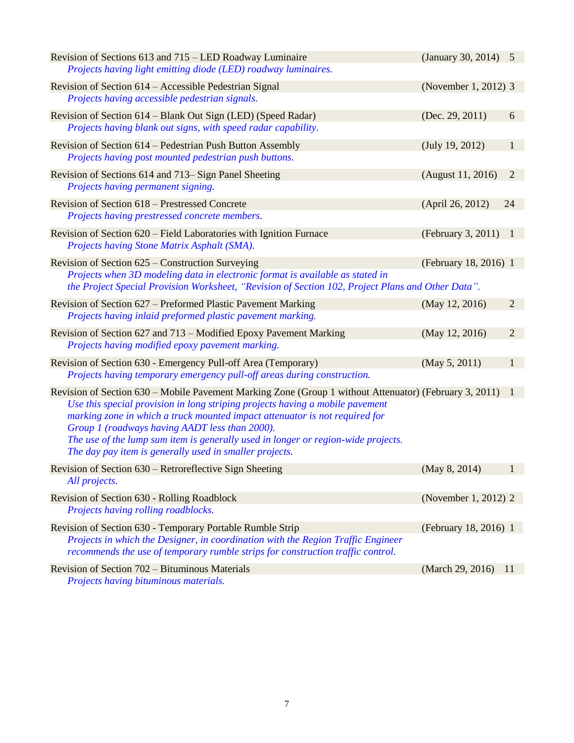| | | |
|---|---|---|
| Revision of Sections 613 and 715 – LED Roadway Luminaire<br>*Projects having light emitting diode (LED) roadway luminaires.* | (January 30, 2014) | 5 |
| Revision of Section 614 – Accessible Pedestrian Signal<br>*Projects having accessible pedestrian signals.* | (November 1, 2012) | 3 |
| Revision of Section 614 – Blank Out Sign (LED) (Speed Radar)<br>*Projects having blank out signs, with speed radar capability.* | (Dec. 29, 2011) | 6 |
| Revision of Section 614 – Pedestrian Push Button Assembly<br>*Projects having post mounted pedestrian push buttons.* | (July 19, 2012) | 1 |
| Revision of Sections 614 and 713– Sign Panel Sheeting<br>*Projects having permanent signing.* | (August 11, 2016) | 2 |
| Revision of Section 618 – Prestressed Concrete<br>*Projects having prestressed concrete members.* | (April 26, 2012) | 24 |
| Revision of Section 620 – Field Laboratories with Ignition Furnace<br>*Projects having Stone Matrix Asphalt (SMA).* | (February 3, 2011) | 1 |
| Revision of Section 625 – Construction Surveying<br>*Projects when 3D modeling data in electronic format is available as stated in the Project Special Provision Worksheet, "Revision of Section 102, Project Plans and Other Data".* | (February 18, 2016) | 1 |
| Revision of Section 627 – Preformed Plastic Pavement Marking<br>*Projects having inlaid preformed plastic pavement marking.* | (May 12, 2016) | 2 |
| Revision of Section 627 and 713 – Modified Epoxy Pavement Marking<br>*Projects having modified epoxy pavement marking.* | (May 12, 2016) | 2 |
| Revision of Section 630 - Emergency Pull-off Area (Temporary)<br>*Projects having temporary emergency pull-off areas during construction.* | (May 5, 2011) | 1 |
| Revision of Section 630 – Mobile Pavement Marking Zone (Group 1 without Attenuator)<br>*Use this special provision in long striping projects having a mobile pavement marking zone in which a truck mounted impact attenuator is not required for Group 1 (roadways having AADT less than 2000).*<br>*The use of the lump sum item is generally used in longer or region-wide projects.*<br>*The day pay item is generally used in smaller projects.* | (February 3, 2011) | 1 |
| Revision of Section 630 – Retroreflective Sign Sheeting<br>*All projects.* | (May 8, 2014) | 1 |
| Revision of Section 630 - Rolling Roadblock<br>*Projects having rolling roadblocks.* | (November 1, 2012) | 2 |
| Revision of Section 630 - Temporary Portable Rumble Strip<br>*Projects in which the Designer, in coordination with the Region Traffic Engineer recommends the use of temporary rumble strips for construction traffic control.* | (February 18, 2016) | 1 |
| Revision of Section 702 – Bituminous Materials<br>*Projects having bituminous materials.* | (March 29, 2016) | 11 |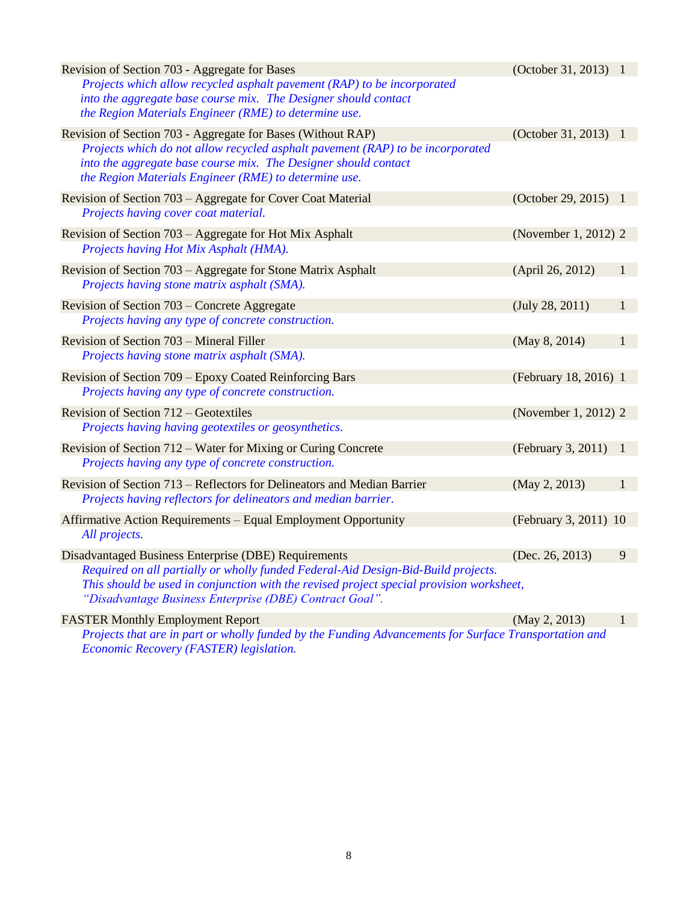| | | |
|---|---|---|
| Revision of Section 703 - Aggregate for Bases<br>*Projects which allow recycled asphalt pavement (RAP) to be incorporated into the aggregate base course mix. The Designer should contact the Region Materials Engineer (RME) to determine use.* | (October 31, 2013) | 1 |
| Revision of Section 703 - Aggregate for Bases (Without RAP)<br>*Projects which do not allow recycled asphalt pavement (RAP) to be incorporated into the aggregate base course mix. The Designer should contact the Region Materials Engineer (RME) to determine use.* | (October 31, 2013) | 1 |
| Revision of Section 703 – Aggregate for Cover Coat Material<br>*Projects having cover coat material.* | (October 29, 2015) | 1 |
| Revision of Section 703 – Aggregate for Hot Mix Asphalt<br>*Projects having Hot Mix Asphalt (HMA).* | (November 1, 2012) | 2 |
| Revision of Section 703 – Aggregate for Stone Matrix Asphalt<br>*Projects having stone matrix asphalt (SMA).* | (April 26, 2012) | 1 |
| Revision of Section 703 – Concrete Aggregate<br>*Projects having any type of concrete construction.* | (July 28, 2011) | 1 |
| Revision of Section 703 – Mineral Filler<br>*Projects having stone matrix asphalt (SMA).* | (May 8, 2014) | 1 |
| Revision of Section 709 – Epoxy Coated Reinforcing Bars<br>*Projects having any type of concrete construction.* | (February 18, 2016) | 1 |
| Revision of Section 712 – Geotextiles<br>*Projects having having geotextiles or geosynthetics.* | (November 1, 2012) | 2 |
| Revision of Section 712 – Water for Mixing or Curing Concrete<br>*Projects having any type of concrete construction.* | (February 3, 2011) | 1 |
| Revision of Section 713 – Reflectors for Delineators and Median Barrier<br>*Projects having reflectors for delineators and median barrier.* | (May 2, 2013) | 1 |
| Affirmative Action Requirements – Equal Employment Opportunity<br>*All projects.* | (February 3, 2011) | 10 |
| Disadvantaged Business Enterprise (DBE) Requirements<br>*Required on all partially or wholly funded Federal-Aid Design-Bid-Build projects. This should be used in conjunction with the revised project special provision worksheet, "Disadvantage Business Enterprise (DBE) Contract Goal".* | (Dec. 26, 2013) | 9 |
| FASTER Monthly Employment Report<br>*Projects that are in part or wholly funded by the Funding Advancements for Surface Transportation and Economic Recovery (FASTER) legislation.* | (May 2, 2013) | 1 |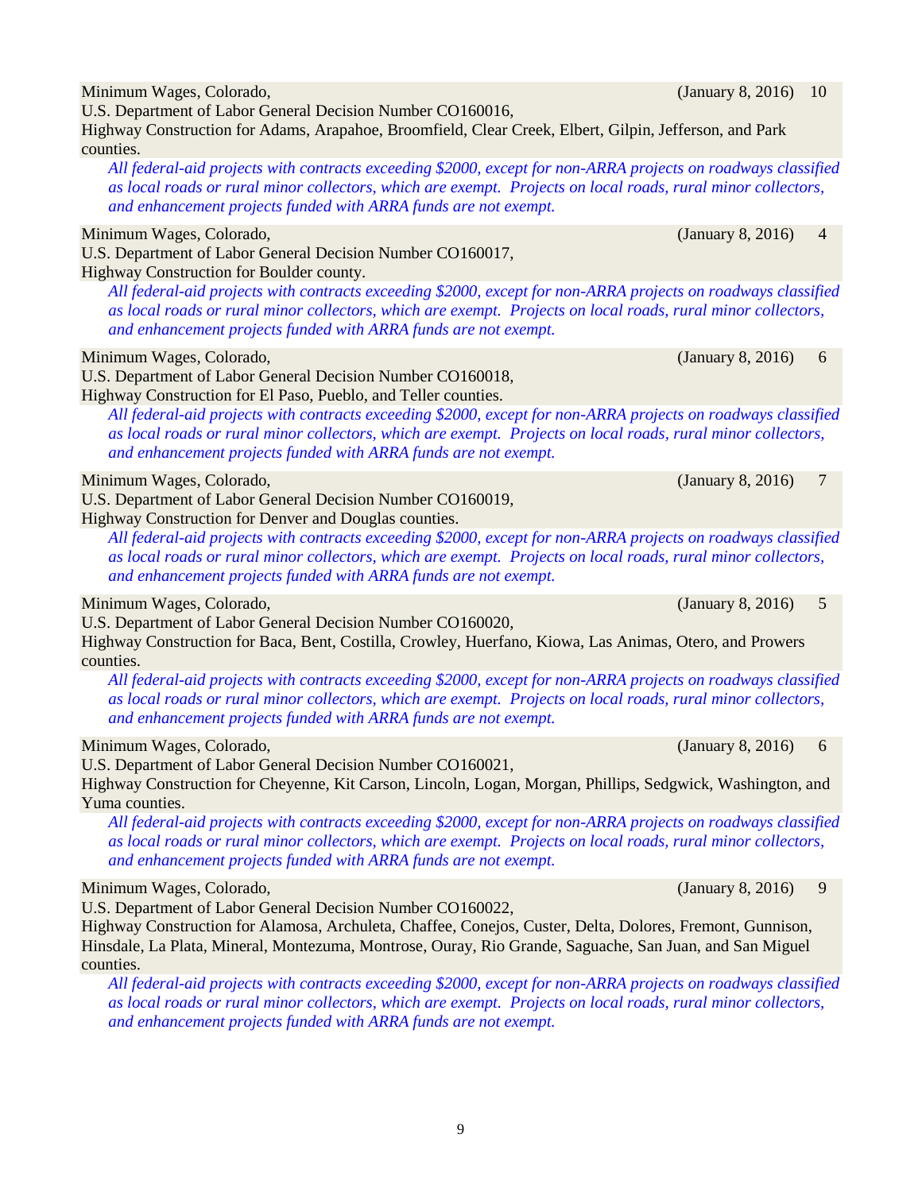Minimum Wages, Colorado, (January 8, 2016) 10
U.S. Department of Labor General Decision Number CO160016,
Highway Construction for Adams, Arapahoe, Broomfield, Clear Creek, Elbert, Gilpin, Jefferson, and Park counties.

*All federal-aid projects with contracts exceeding $2000, except for non-ARRA projects on roadways classified as local roads or rural minor collectors, which are exempt. Projects on local roads, rural minor collectors, and enhancement projects funded with ARRA funds are not exempt.*

Minimum Wages, Colorado, (January 8, 2016) 4
U.S. Department of Labor General Decision Number CO160017,
Highway Construction for Boulder county.

*All federal-aid projects with contracts exceeding $2000, except for non-ARRA projects on roadways classified as local roads or rural minor collectors, which are exempt. Projects on local roads, rural minor collectors, and enhancement projects funded with ARRA funds are not exempt.*

Minimum Wages, Colorado, (January 8, 2016) 6
U.S. Department of Labor General Decision Number CO160018,
Highway Construction for El Paso, Pueblo, and Teller counties.

*All federal-aid projects with contracts exceeding $2000, except for non-ARRA projects on roadways classified as local roads or rural minor collectors, which are exempt. Projects on local roads, rural minor collectors, and enhancement projects funded with ARRA funds are not exempt.*

Minimum Wages, Colorado, (January 8, 2016) 7
U.S. Department of Labor General Decision Number CO160019,
Highway Construction for Denver and Douglas counties.

*All federal-aid projects with contracts exceeding $2000, except for non-ARRA projects on roadways classified as local roads or rural minor collectors, which are exempt. Projects on local roads, rural minor collectors, and enhancement projects funded with ARRA funds are not exempt.*

Minimum Wages, Colorado, (January 8, 2016) 5
U.S. Department of Labor General Decision Number CO160020,
Highway Construction for Baca, Bent, Costilla, Crowley, Huerfano, Kiowa, Las Animas, Otero, and Prowers counties.

*All federal-aid projects with contracts exceeding $2000, except for non-ARRA projects on roadways classified as local roads or rural minor collectors, which are exempt. Projects on local roads, rural minor collectors, and enhancement projects funded with ARRA funds are not exempt.*

Minimum Wages, Colorado, (January 8, 2016) 6
U.S. Department of Labor General Decision Number CO160021,
Highway Construction for Cheyenne, Kit Carson, Lincoln, Logan, Morgan, Phillips, Sedgwick, Washington, and Yuma counties.

*All federal-aid projects with contracts exceeding $2000, except for non-ARRA projects on roadways classified as local roads or rural minor collectors, which are exempt. Projects on local roads, rural minor collectors, and enhancement projects funded with ARRA funds are not exempt.*

Minimum Wages, Colorado, (January 8, 2016) 9
U.S. Department of Labor General Decision Number CO160022,
Highway Construction for Alamosa, Archuleta, Chaffee, Conejos, Custer, Delta, Dolores, Fremont, Gunnison, Hinsdale, La Plata, Mineral, Montezuma, Montrose, Ouray, Rio Grande, Saguache, San Juan, and San Miguel counties.

*All federal-aid projects with contracts exceeding $2000, except for non-ARRA projects on roadways classified as local roads or rural minor collectors, which are exempt. Projects on local roads, rural minor collectors, and enhancement projects funded with ARRA funds are not exempt.*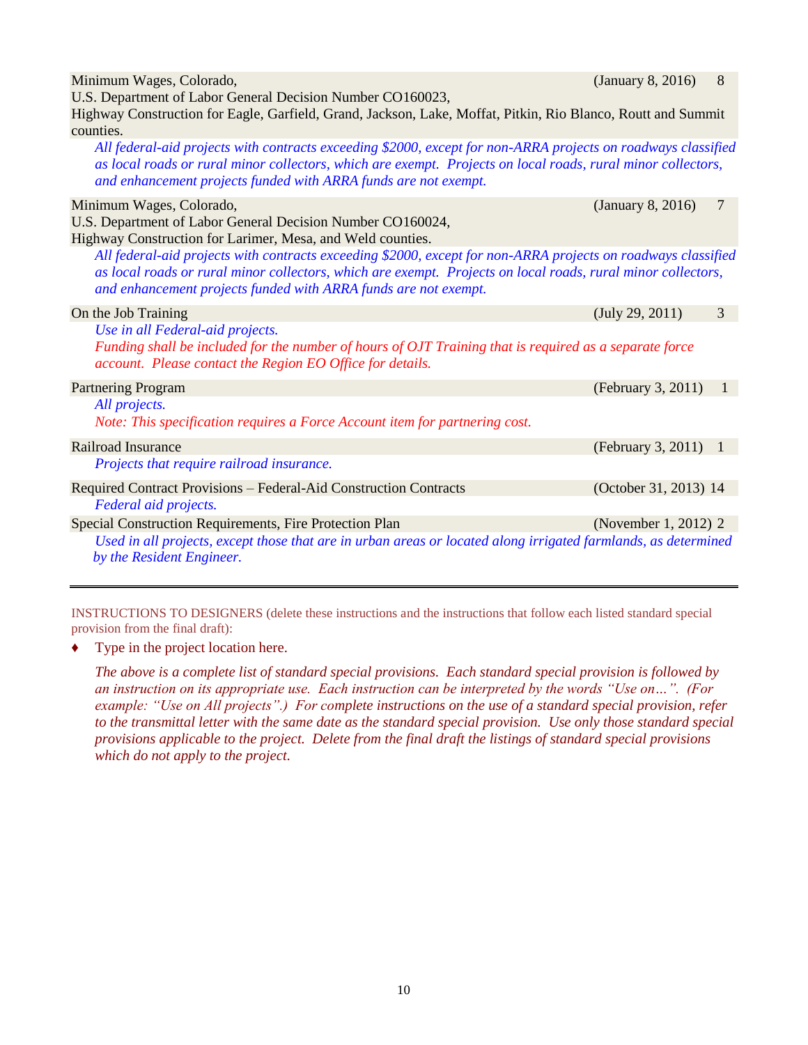Minimum Wages, Colorado, (January 8, 2016) 8
U.S. Department of Labor General Decision Number CO160023,
Highway Construction for Eagle, Garfield, Grand, Jackson, Lake, Moffat, Pitkin, Rio Blanco, Routt and Summit counties.

*All federal-aid projects with contracts exceeding $2000, except for non-ARRA projects on roadways classified as local roads or rural minor collectors, which are exempt. Projects on local roads, rural minor collectors, and enhancement projects funded with ARRA funds are not exempt.*

Minimum Wages, Colorado, (January 8, 2016) 7
U.S. Department of Labor General Decision Number CO160024,
Highway Construction for Larimer, Mesa, and Weld counties.

*All federal-aid projects with contracts exceeding $2000, except for non-ARRA projects on roadways classified as local roads or rural minor collectors, which are exempt. Projects on local roads, rural minor collectors, and enhancement projects funded with ARRA funds are not exempt.*

On the Job Training (July 29, 2011) 3

*Use in all Federal-aid projects.*
*Funding shall be included for the number of hours of OJT Training that is required as a separate force account. Please contact the Region EO Office for details.*

Partnering Program (February 3, 2011) 1

*All projects.*
*Note: This specification requires a Force Account item for partnering cost.*

Railroad Insurance (February 3, 2011) 1

*Projects that require railroad insurance.*

Required Contract Provisions – Federal-Aid Construction Contracts (October 31, 2013) 14

*Federal aid projects.*

Special Construction Requirements, Fire Protection Plan (November 1, 2012) 2

*Used in all projects, except those that are in urban areas or located along irrigated farmlands, as determined by the Resident Engineer.*

---

INSTRUCTIONS TO DESIGNERS (delete these instructions and the instructions that follow each listed standard special provision from the final draft):

- Type in the project location here.

*The above is a complete list of standard special provisions. Each standard special provision is followed by an instruction on its appropriate use. Each instruction can be interpreted by the words "Use on…". (For example: "Use on All projects".) For complete instructions on the use of a standard special provision, refer to the transmittal letter with the same date as the standard special provision. Use only those standard special provisions applicable to the project. Delete from the final draft the listings of standard special provisions which do not apply to the project.*